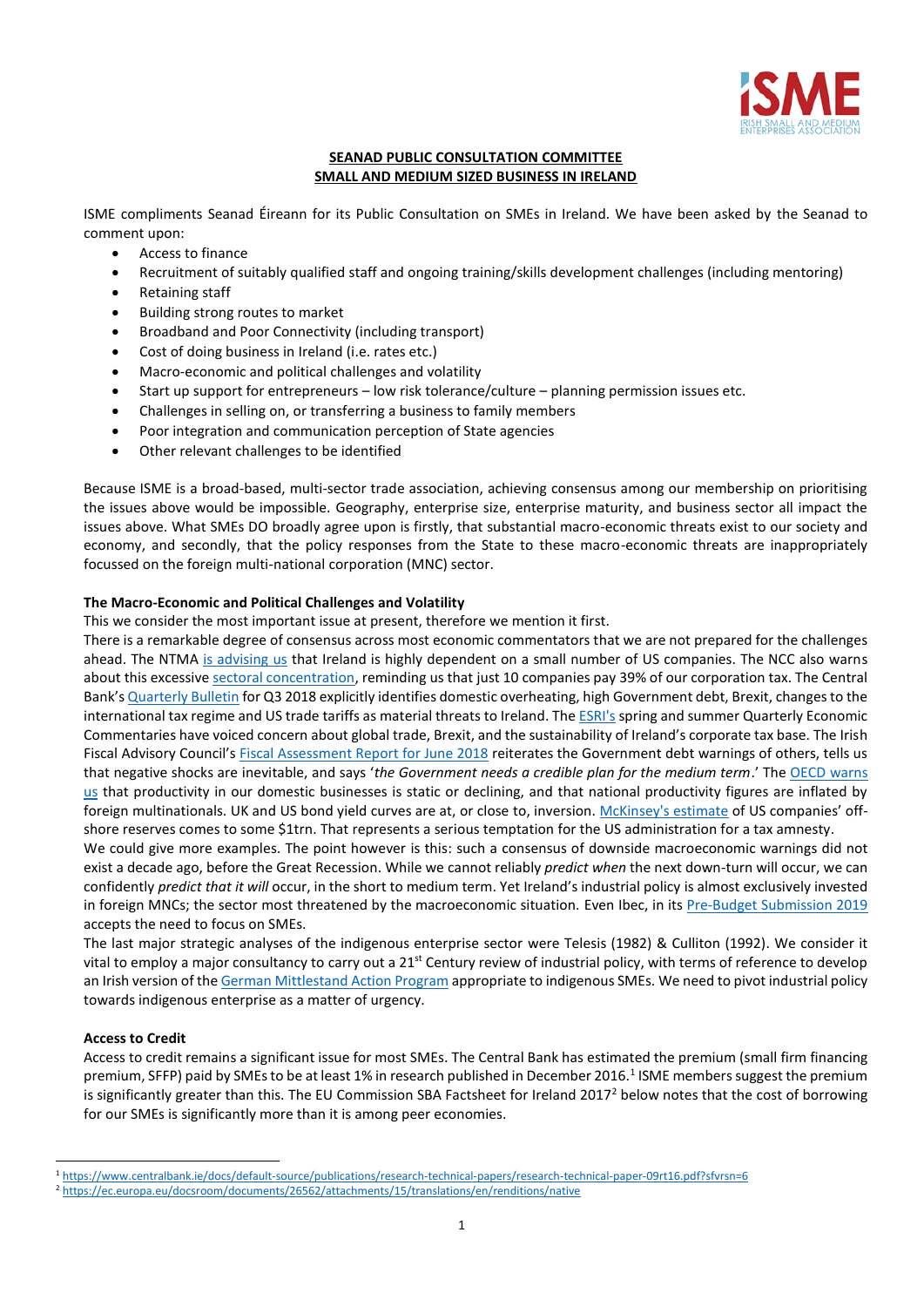**SEANAD PUBLIC CONSULTATION COMMITTEE**
**SMALL AND MEDIUM SIZED BUSINESS IN IRELAND**

ISME compliments Seanad Éireann for its Public Consultation on SMEs in Ireland. We have been asked by the Seanad to comment upon:

- Access to finance
- Recruitment of suitably qualified staff and ongoing training/skills development challenges (including mentoring)
- Retaining staff
- Building strong routes to market
- Broadband and Poor Connectivity (including transport)
- Cost of doing business in Ireland (i.e. rates etc.)
- Macro-economic and political challenges and volatility
- Start up support for entrepreneurs – low risk tolerance/culture – planning permission issues etc.
- Challenges in selling on, or transferring a business to family members
- Poor integration and communication perception of State agencies
- Other relevant challenges to be identified

Because ISME is a broad-based, multi-sector trade association, achieving consensus among our membership on prioritising the issues above would be impossible. Geography, enterprise size, enterprise maturity, and business sector all impact the issues above. What SMEs DO broadly agree upon is firstly, that substantial macro-economic threats exist to our society and economy, and secondly, that the policy responses from the State to these macro-economic threats are inappropriately focussed on the foreign multi-national corporation (MNC) sector.

**The Macro-Economic and Political Challenges and Volatility**

This we consider the most important issue at present, therefore we mention it first.

There is a remarkable degree of consensus across most economic commentators that we are not prepared for the challenges ahead. The NTMA is advising us that Ireland is highly dependent on a small number of US companies. The NCC also warns about this excessive sectoral concentration, reminding us that just 10 companies pay 39% of our corporation tax. The Central Bank's Quarterly Bulletin for Q3 2018 explicitly identifies domestic overheating, high Government debt, Brexit, changes to the international tax regime and US trade tariffs as material threats to Ireland. The ESRI's spring and summer Quarterly Economic Commentaries have voiced concern about global trade, Brexit, and the sustainability of Ireland's corporate tax base. The Irish Fiscal Advisory Council's Fiscal Assessment Report for June 2018 reiterates the Government debt warnings of others, tells us that negative shocks are inevitable, and says '*the Government needs a credible plan for the medium term*.' The OECD warns us that productivity in our domestic businesses is static or declining, and that national productivity figures are inflated by foreign multinationals. UK and US bond yield curves are at, or close to, inversion. McKinsey's estimate of US companies' off-shore reserves comes to some \$1trn. That represents a serious temptation for the US administration for a tax amnesty.

We could give more examples. The point however is this: such a consensus of downside macroeconomic warnings did not exist a decade ago, before the Great Recession. While we cannot reliably *predict when* the next down-turn will occur, we can confidently *predict that it will* occur, in the short to medium term. Yet Ireland's industrial policy is almost exclusively invested in foreign MNCs; the sector most threatened by the macroeconomic situation. Even Ibec, in its Pre-Budget Submission 2019 accepts the need to focus on SMEs.

The last major strategic analyses of the indigenous enterprise sector were Telesis (1982) & Culliton (1992). We consider it vital to employ a major consultancy to carry out a 21st Century review of industrial policy, with terms of reference to develop an Irish version of the German Mittlestand Action Program appropriate to indigenous SMEs. We need to pivot industrial policy towards indigenous enterprise as a matter of urgency.

**Access to Credit**

Access to credit remains a significant issue for most SMEs. The Central Bank has estimated the premium (small firm financing premium, SFFP) paid by SMEs to be at least 1% in research published in December 2016.[1] ISME members suggest the premium is significantly greater than this. The EU Commission SBA Factsheet for Ireland 2017[2] below notes that the cost of borrowing for our SMEs is significantly more than it is among peer economies.

---

[1] https://www.centralbank.ie/docs/default-source/publications/research-technical-papers/research-technical-paper-09rt16.pdf?sfvrsn=6

[2] https://ec.europa.eu/docsroom/documents/26562/attachments/15/translations/en/renditions/native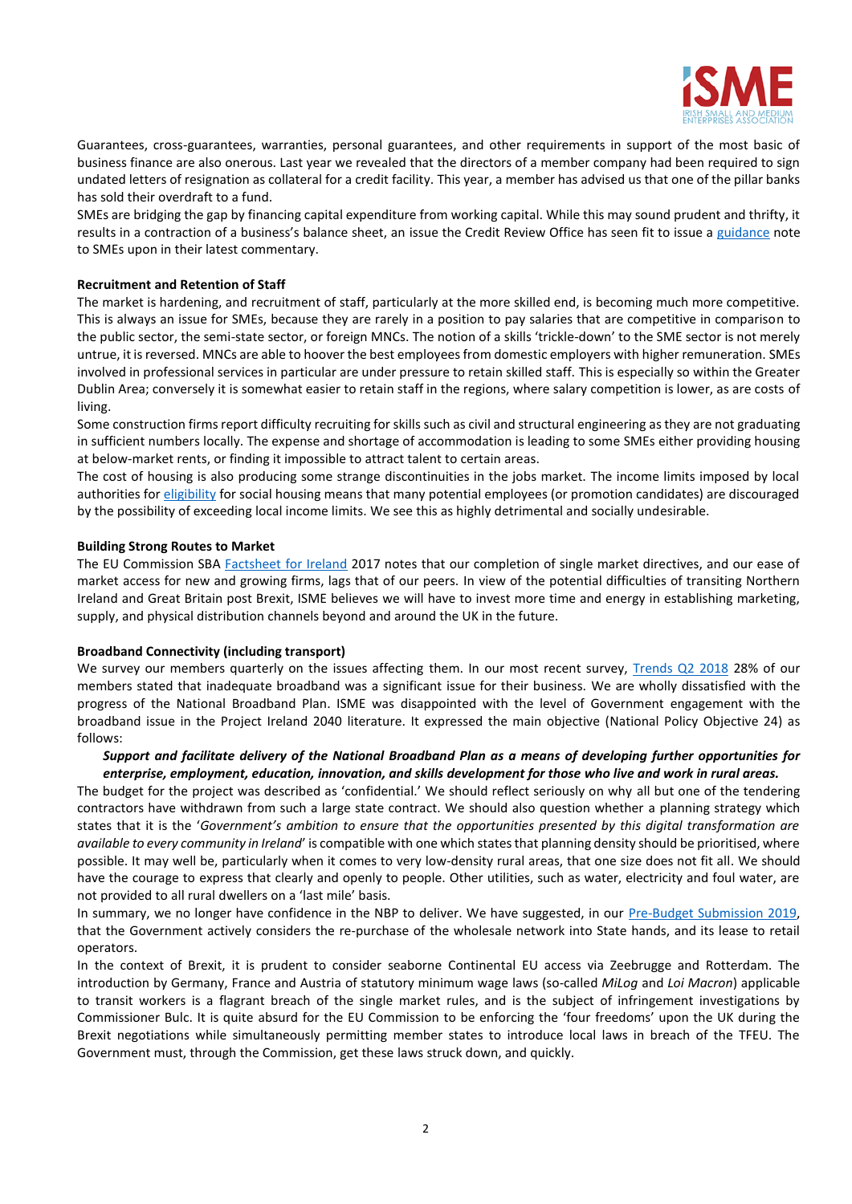Guarantees, cross-guarantees, warranties, personal guarantees, and other requirements in support of the most basic of business finance are also onerous. Last year we revealed that the directors of a member company had been required to sign undated letters of resignation as collateral for a credit facility. This year, a member has advised us that one of the pillar banks has sold their overdraft to a fund.

SMEs are bridging the gap by financing capital expenditure from working capital. While this may sound prudent and thrifty, it results in a contraction of a business's balance sheet, an issue the Credit Review Office has seen fit to issue a guidance note to SMEs upon in their latest commentary.

**Recruitment and Retention of Staff**

The market is hardening, and recruitment of staff, particularly at the more skilled end, is becoming much more competitive. This is always an issue for SMEs, because they are rarely in a position to pay salaries that are competitive in comparison to the public sector, the semi-state sector, or foreign MNCs. The notion of a skills 'trickle-down' to the SME sector is not merely untrue, it is reversed. MNCs are able to hoover the best employees from domestic employers with higher remuneration. SMEs involved in professional services in particular are under pressure to retain skilled staff. This is especially so within the Greater Dublin Area; conversely it is somewhat easier to retain staff in the regions, where salary competition is lower, as are costs of living.

Some construction firms report difficulty recruiting for skills such as civil and structural engineering as they are not graduating in sufficient numbers locally. The expense and shortage of accommodation is leading to some SMEs either providing housing at below-market rents, or finding it impossible to attract talent to certain areas.

The cost of housing is also producing some strange discontinuities in the jobs market. The income limits imposed by local authorities for eligibility for social housing means that many potential employees (or promotion candidates) are discouraged by the possibility of exceeding local income limits. We see this as highly detrimental and socially undesirable.

**Building Strong Routes to Market**

The EU Commission SBA Factsheet for Ireland 2017 notes that our completion of single market directives, and our ease of market access for new and growing firms, lags that of our peers. In view of the potential difficulties of transiting Northern Ireland and Great Britain post Brexit, ISME believes we will have to invest more time and energy in establishing marketing, supply, and physical distribution channels beyond and around the UK in the future.

**Broadband Connectivity (including transport)**

We survey our members quarterly on the issues affecting them. In our most recent survey, Trends Q2 2018 28% of our members stated that inadequate broadband was a significant issue for their business. We are wholly dissatisfied with the progress of the National Broadband Plan. ISME was disappointed with the level of Government engagement with the broadband issue in the Project Ireland 2040 literature. It expressed the main objective (National Policy Objective 24) as follows:

> ***Support and facilitate delivery of the National Broadband Plan as a means of developing further opportunities for enterprise, employment, education, innovation, and skills development for those who live and work in rural areas.***

The budget for the project was described as 'confidential.' We should reflect seriously on why all but one of the tendering contractors have withdrawn from such a large state contract. We should also question whether a planning strategy which states that it is the '*Government's ambition to ensure that the opportunities presented by this digital transformation are available to every community in Ireland*' is compatible with one which states that planning density should be prioritised, where possible. It may well be, particularly when it comes to very low-density rural areas, that one size does not fit all. We should have the courage to express that clearly and openly to people. Other utilities, such as water, electricity and foul water, are not provided to all rural dwellers on a 'last mile' basis.

In summary, we no longer have confidence in the NBP to deliver. We have suggested, in our Pre-Budget Submission 2019, that the Government actively considers the re-purchase of the wholesale network into State hands, and its lease to retail operators.

In the context of Brexit, it is prudent to consider seaborne Continental EU access via Zeebrugge and Rotterdam. The introduction by Germany, France and Austria of statutory minimum wage laws (so-called *MiLog* and *Loi Macron*) applicable to transit workers is a flagrant breach of the single market rules, and is the subject of infringement investigations by Commissioner Bulc. It is quite absurd for the EU Commission to be enforcing the 'four freedoms' upon the UK during the Brexit negotiations while simultaneously permitting member states to introduce local laws in breach of the TFEU. The Government must, through the Commission, get these laws struck down, and quickly.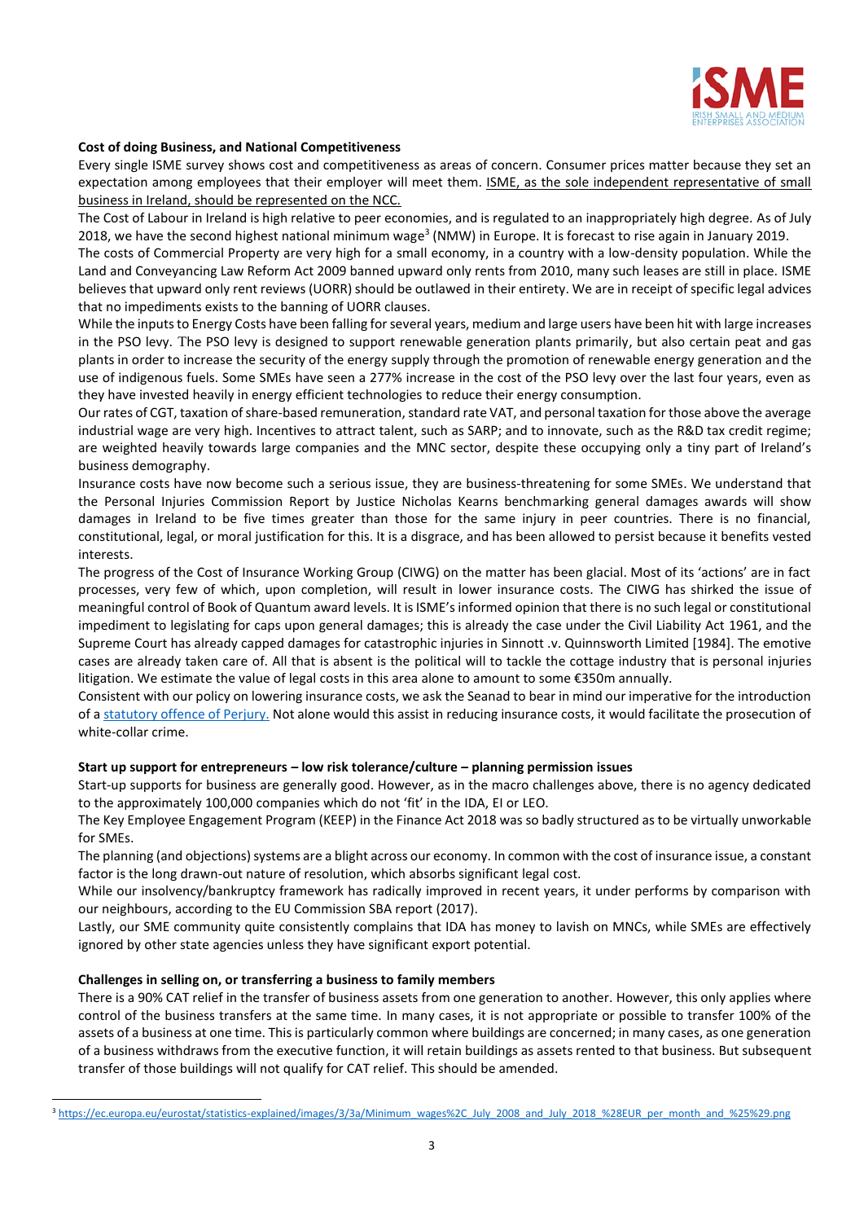**Cost of doing Business, and National Competitiveness**

Every single ISME survey shows cost and competitiveness as areas of concern. Consumer prices matter because they set an expectation among employees that their employer will meet them. ISME, as the sole independent representative of small business in Ireland, should be represented on the NCC.

The Cost of Labour in Ireland is high relative to peer economies, and is regulated to an inappropriately high degree. As of July 2018, we have the second highest national minimum wage[3] (NMW) in Europe. It is forecast to rise again in January 2019.

The costs of Commercial Property are very high for a small economy, in a country with a low-density population. While the Land and Conveyancing Law Reform Act 2009 banned upward only rents from 2010, many such leases are still in place. ISME believes that upward only rent reviews (UORR) should be outlawed in their entirety. We are in receipt of specific legal advices that no impediments exists to the banning of UORR clauses.

While the inputs to Energy Costs have been falling for several years, medium and large users have been hit with large increases in the PSO levy. The PSO levy is designed to support renewable generation plants primarily, but also certain peat and gas plants in order to increase the security of the energy supply through the promotion of renewable energy generation and the use of indigenous fuels. Some SMEs have seen a 277% increase in the cost of the PSO levy over the last four years, even as they have invested heavily in energy efficient technologies to reduce their energy consumption.

Our rates of CGT, taxation of share-based remuneration, standard rate VAT, and personal taxation for those above the average industrial wage are very high. Incentives to attract talent, such as SARP; and to innovate, such as the R&D tax credit regime; are weighted heavily towards large companies and the MNC sector, despite these occupying only a tiny part of Ireland's business demography.

Insurance costs have now become such a serious issue, they are business-threatening for some SMEs. We understand that the Personal Injuries Commission Report by Justice Nicholas Kearns benchmarking general damages awards will show damages in Ireland to be five times greater than those for the same injury in peer countries. There is no financial, constitutional, legal, or moral justification for this. It is a disgrace, and has been allowed to persist because it benefits vested interests.

The progress of the Cost of Insurance Working Group (CIWG) on the matter has been glacial. Most of its 'actions' are in fact processes, very few of which, upon completion, will result in lower insurance costs. The CIWG has shirked the issue of meaningful control of Book of Quantum award levels. It is ISME's informed opinion that there is no such legal or constitutional impediment to legislating for caps upon general damages; this is already the case under the Civil Liability Act 1961, and the Supreme Court has already capped damages for catastrophic injuries in Sinnott .v. Quinnsworth Limited [1984]. The emotive cases are already taken care of. All that is absent is the political will to tackle the cottage industry that is personal injuries litigation. We estimate the value of legal costs in this area alone to amount to some €350m annually.

Consistent with our policy on lowering insurance costs, we ask the Seanad to bear in mind our imperative for the introduction of a statutory offence of Perjury. Not alone would this assist in reducing insurance costs, it would facilitate the prosecution of white-collar crime.

**Start up support for entrepreneurs – low risk tolerance/culture – planning permission issues**

Start-up supports for business are generally good. However, as in the macro challenges above, there is no agency dedicated to the approximately 100,000 companies which do not 'fit' in the IDA, EI or LEO.

The Key Employee Engagement Program (KEEP) in the Finance Act 2018 was so badly structured as to be virtually unworkable for SMEs.

The planning (and objections) systems are a blight across our economy. In common with the cost of insurance issue, a constant factor is the long drawn-out nature of resolution, which absorbs significant legal cost.

While our insolvency/bankruptcy framework has radically improved in recent years, it under performs by comparison with our neighbours, according to the EU Commission SBA report (2017).

Lastly, our SME community quite consistently complains that IDA has money to lavish on MNCs, while SMEs are effectively ignored by other state agencies unless they have significant export potential.

**Challenges in selling on, or transferring a business to family members**

There is a 90% CAT relief in the transfer of business assets from one generation to another. However, this only applies where control of the business transfers at the same time. In many cases, it is not appropriate or possible to transfer 100% of the assets of a business at one time. This is particularly common where buildings are concerned; in many cases, as one generation of a business withdraws from the executive function, it will retain buildings as assets rented to that business. But subsequent transfer of those buildings will not qualify for CAT relief. This should be amended.

[3] https://ec.europa.eu/eurostat/statistics-explained/images/3/3a/Minimum_wages%2C_July_2008_and_July_2018_%28EUR_per_month_and_%25%29.png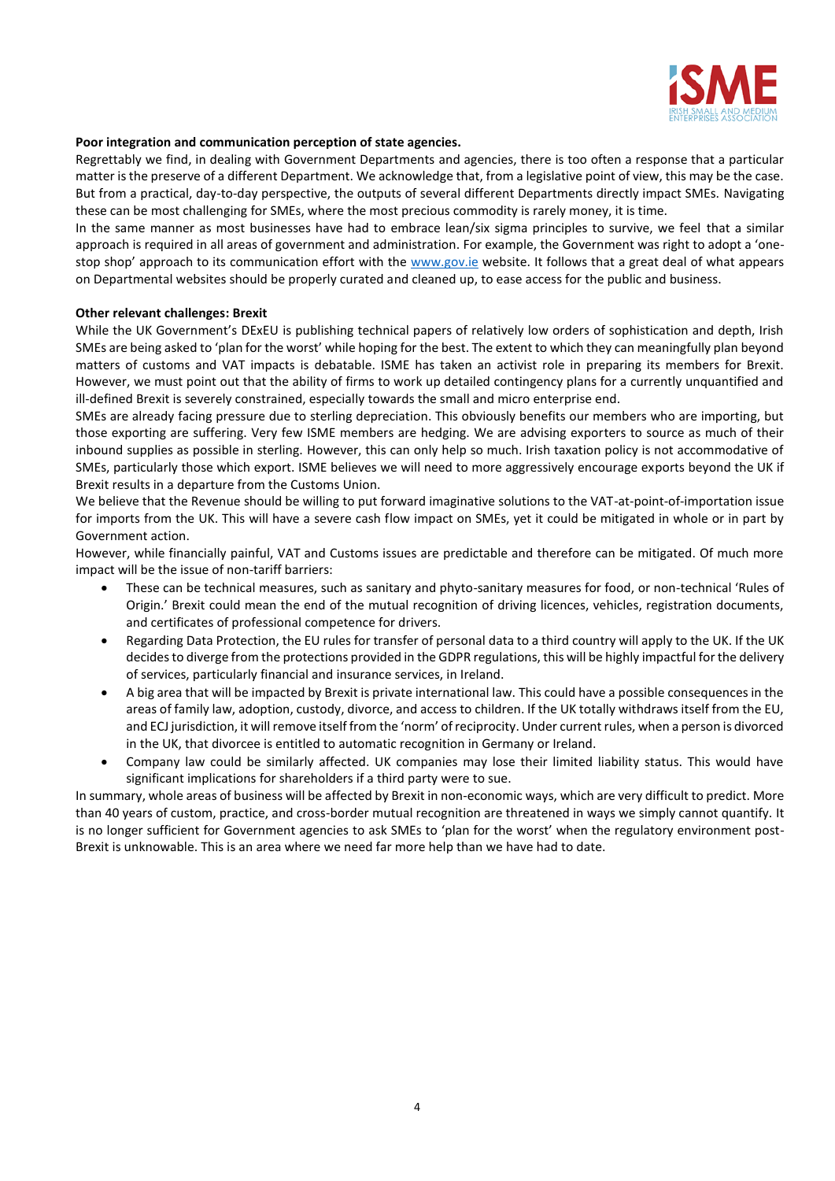**Poor integration and communication perception of state agencies.**

Regrettably we find, in dealing with Government Departments and agencies, there is too often a response that a particular matter is the preserve of a different Department. We acknowledge that, from a legislative point of view, this may be the case. But from a practical, day-to-day perspective, the outputs of several different Departments directly impact SMEs. Navigating these can be most challenging for SMEs, where the most precious commodity is rarely money, it is time.

In the same manner as most businesses have had to embrace lean/six sigma principles to survive, we feel that a similar approach is required in all areas of government and administration. For example, the Government was right to adopt a 'one-stop shop' approach to its communication effort with the www.gov.ie website. It follows that a great deal of what appears on Departmental websites should be properly curated and cleaned up, to ease access for the public and business.

**Other relevant challenges: Brexit**

While the UK Government's DExEU is publishing technical papers of relatively low orders of sophistication and depth, Irish SMEs are being asked to 'plan for the worst' while hoping for the best. The extent to which they can meaningfully plan beyond matters of customs and VAT impacts is debatable. ISME has taken an activist role in preparing its members for Brexit. However, we must point out that the ability of firms to work up detailed contingency plans for a currently unquantified and ill-defined Brexit is severely constrained, especially towards the small and micro enterprise end.

SMEs are already facing pressure due to sterling depreciation. This obviously benefits our members who are importing, but those exporting are suffering. Very few ISME members are hedging. We are advising exporters to source as much of their inbound supplies as possible in sterling. However, this can only help so much. Irish taxation policy is not accommodative of SMEs, particularly those which export. ISME believes we will need to more aggressively encourage exports beyond the UK if Brexit results in a departure from the Customs Union.

We believe that the Revenue should be willing to put forward imaginative solutions to the VAT-at-point-of-importation issue for imports from the UK. This will have a severe cash flow impact on SMEs, yet it could be mitigated in whole or in part by Government action.

However, while financially painful, VAT and Customs issues are predictable and therefore can be mitigated. Of much more impact will be the issue of non-tariff barriers:

- These can be technical measures, such as sanitary and phyto-sanitary measures for food, or non-technical 'Rules of Origin.' Brexit could mean the end of the mutual recognition of driving licences, vehicles, registration documents, and certificates of professional competence for drivers.
- Regarding Data Protection, the EU rules for transfer of personal data to a third country will apply to the UK. If the UK decides to diverge from the protections provided in the GDPR regulations, this will be highly impactful for the delivery of services, particularly financial and insurance services, in Ireland.
- A big area that will be impacted by Brexit is private international law. This could have a possible consequences in the areas of family law, adoption, custody, divorce, and access to children. If the UK totally withdraws itself from the EU, and ECJ jurisdiction, it will remove itself from the 'norm' of reciprocity. Under current rules, when a person is divorced in the UK, that divorcee is entitled to automatic recognition in Germany or Ireland.
- Company law could be similarly affected. UK companies may lose their limited liability status. This would have significant implications for shareholders if a third party were to sue.

In summary, whole areas of business will be affected by Brexit in non-economic ways, which are very difficult to predict. More than 40 years of custom, practice, and cross-border mutual recognition are threatened in ways we simply cannot quantify. It is no longer sufficient for Government agencies to ask SMEs to 'plan for the worst' when the regulatory environment post-Brexit is unknowable. This is an area where we need far more help than we have had to date.